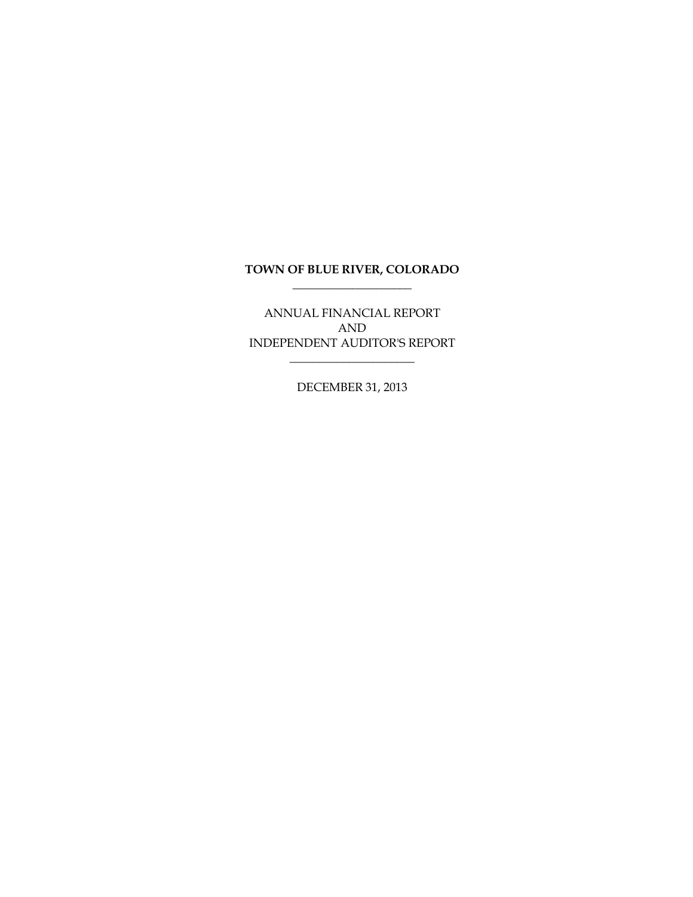# TOWN OF BLUE RIVER, COLORADO

---

ANNUAL FINANCIAL REPORT
AND
INDEPENDENT AUDITOR'S REPORT

---

DECEMBER 31, 2013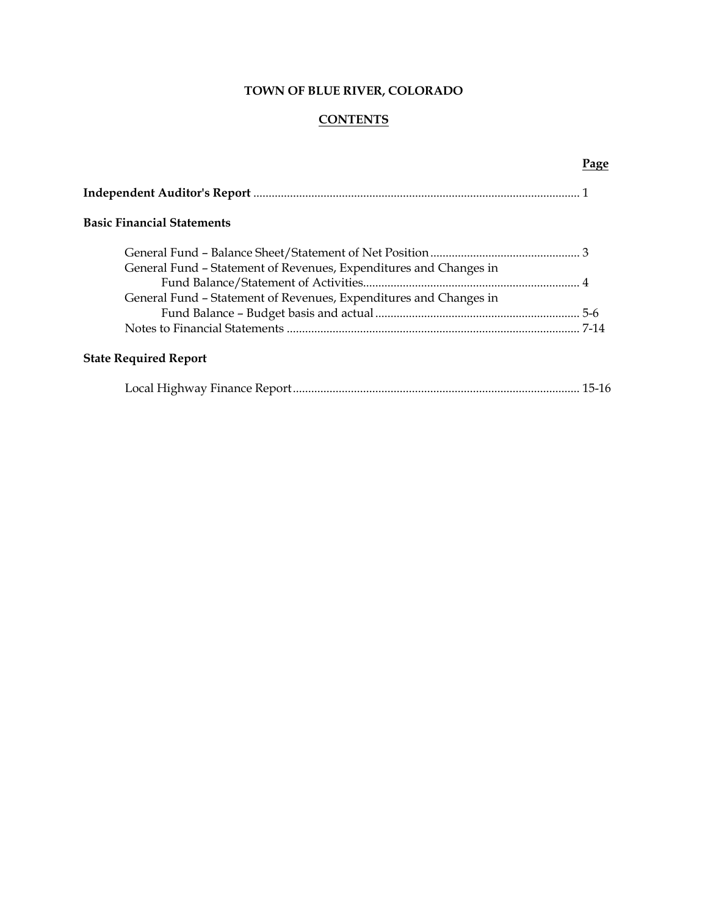# TOWN OF BLUE RIVER, COLORADO

## CONTENTS

| | Page |
|---|---|
| **Independent Auditor's Report** | 1 |
| **Basic Financial Statements** | |
| General Fund – Balance Sheet/Statement of Net Position | 3 |
| General Fund – Statement of Revenues, Expenditures and Changes in Fund Balance/Statement of Activities | 4 |
| General Fund – Statement of Revenues, Expenditures and Changes in Fund Balance – Budget basis and actual | 5-6 |
| Notes to Financial Statements | 7-14 |
| **State Required Report** | |
| Local Highway Finance Report | 15-16 |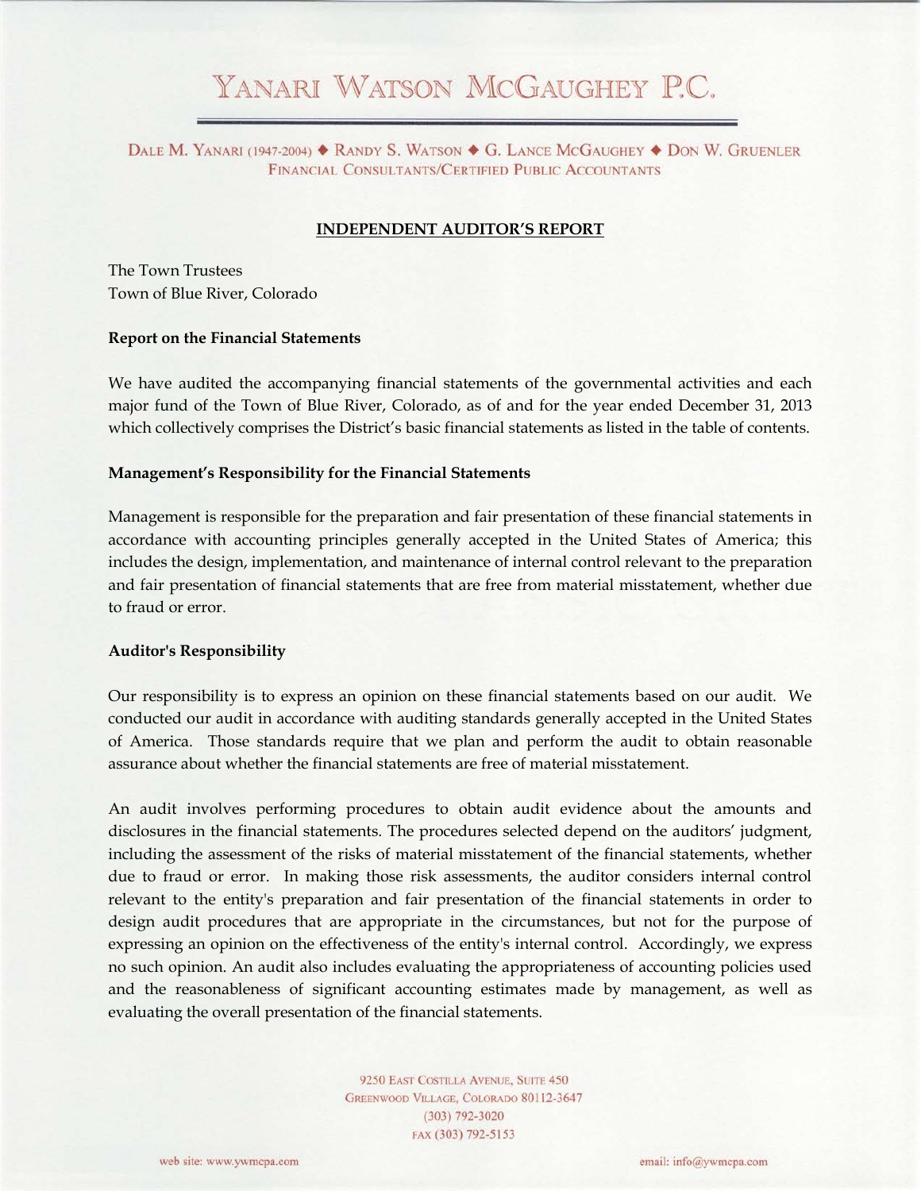# YANARI WATSON MCGAUGHEY P.C.

DALE M. YANARI (1947-2004) ◆ RANDY S. WATSON ◆ G. LANCE MCGAUGHEY ◆ DON W. GRUENLER
FINANCIAL CONSULTANTS/CERTIFIED PUBLIC ACCOUNTANTS

## INDEPENDENT AUDITOR'S REPORT

The Town Trustees
Town of Blue River, Colorado

**Report on the Financial Statements**

We have audited the accompanying financial statements of the governmental activities and each major fund of the Town of Blue River, Colorado, as of and for the year ended December 31, 2013 which collectively comprises the District's basic financial statements as listed in the table of contents.

**Management's Responsibility for the Financial Statements**

Management is responsible for the preparation and fair presentation of these financial statements in accordance with accounting principles generally accepted in the United States of America; this includes the design, implementation, and maintenance of internal control relevant to the preparation and fair presentation of financial statements that are free from material misstatement, whether due to fraud or error.

**Auditor's Responsibility**

Our responsibility is to express an opinion on these financial statements based on our audit. We conducted our audit in accordance with auditing standards generally accepted in the United States of America. Those standards require that we plan and perform the audit to obtain reasonable assurance about whether the financial statements are free of material misstatement.

An audit involves performing procedures to obtain audit evidence about the amounts and disclosures in the financial statements. The procedures selected depend on the auditors' judgment, including the assessment of the risks of material misstatement of the financial statements, whether due to fraud or error. In making those risk assessments, the auditor considers internal control relevant to the entity's preparation and fair presentation of the financial statements in order to design audit procedures that are appropriate in the circumstances, but not for the purpose of expressing an opinion on the effectiveness of the entity's internal control. Accordingly, we express no such opinion. An audit also includes evaluating the appropriateness of accounting policies used and the reasonableness of significant accounting estimates made by management, as well as evaluating the overall presentation of the financial statements.

9250 EAST COSTILLA AVENUE, SUITE 450
GREENWOOD VILLAGE, COLORADO 80112-3647
(303) 792-3020
FAX (303) 792-5153

web site: www.ywmcpa.com

email: info@ywmcpa.com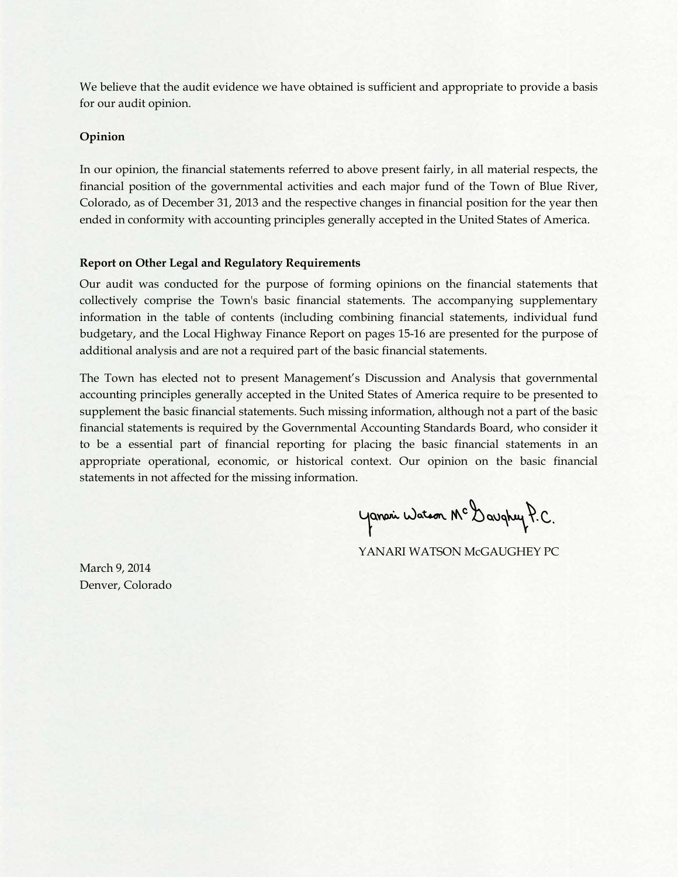We believe that the audit evidence we have obtained is sufficient and appropriate to provide a basis for our audit opinion.

**Opinion**

In our opinion, the financial statements referred to above present fairly, in all material respects, the financial position of the governmental activities and each major fund of the Town of Blue River, Colorado, as of December 31, 2013 and the respective changes in financial position for the year then ended in conformity with accounting principles generally accepted in the United States of America.

**Report on Other Legal and Regulatory Requirements**

Our audit was conducted for the purpose of forming opinions on the financial statements that collectively comprise the Town's basic financial statements. The accompanying supplementary information in the table of contents (including combining financial statements, individual fund budgetary, and the Local Highway Finance Report on pages 15-16 are presented for the purpose of additional analysis and are not a required part of the basic financial statements.

The Town has elected not to present Management's Discussion and Analysis that governmental accounting principles generally accepted in the United States of America require to be presented to supplement the basic financial statements. Such missing information, although not a part of the basic financial statements is required by the Governmental Accounting Standards Board, who consider it to be a essential part of financial reporting for placing the basic financial statements in an appropriate operational, economic, or historical context. Our opinion on the basic financial statements in not affected for the missing information.

Yanari Watson McGaughey P.C.

YANARI WATSON McGAUGHEY PC

March 9, 2014
Denver, Colorado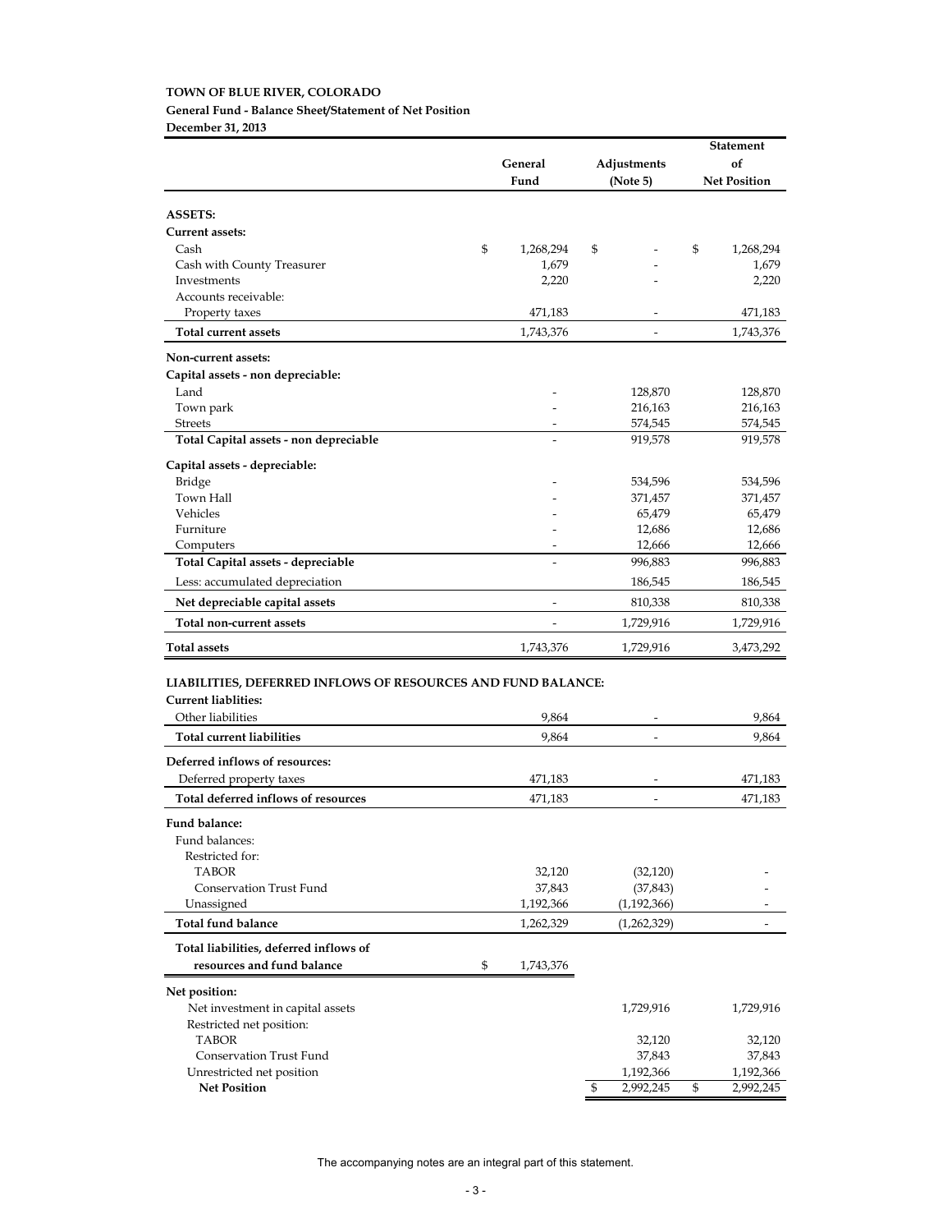**TOWN OF BLUE RIVER, COLORADO**
**General Fund - Balance Sheet/Statement of Net Position**
**December 31, 2013**

| | General Fund | Adjustments (Note 5) | Statement of Net Position |
|---|---|---|---|
| **ASSETS:** | | | |
| **Current assets:** | | | |
| Cash | $ 1,268,294 | $ - | $ 1,268,294 |
| Cash with County Treasurer | 1,679 | - | 1,679 |
| Investments | 2,220 | - | 2,220 |
| Accounts receivable: | | | |
| Property taxes | 471,183 | - | 471,183 |
| **Total current assets** | 1,743,376 | - | 1,743,376 |
| **Non-current assets:** | | | |
| **Capital assets - non depreciable:** | | | |
| Land | - | 128,870 | 128,870 |
| Town park | - | 216,163 | 216,163 |
| Streets | - | 574,545 | 574,545 |
| **Total Capital assets - non depreciable** | - | 919,578 | 919,578 |
| **Capital assets - depreciable:** | | | |
| Bridge | - | 534,596 | 534,596 |
| Town Hall | - | 371,457 | 371,457 |
| Vehicles | - | 65,479 | 65,479 |
| Furniture | - | 12,686 | 12,686 |
| Computers | - | 12,666 | 12,666 |
| **Total Capital assets - depreciable** | - | 996,883 | 996,883 |
| Less: accumulated depreciation | | 186,545 | 186,545 |
| **Net depreciable capital assets** | - | 810,338 | 810,338 |
| **Total non-current assets** | - | 1,729,916 | 1,729,916 |
| **Total assets** | 1,743,376 | 1,729,916 | 3,473,292 |
| **LIABILITIES, DEFERRED INFLOWS OF RESOURCES AND FUND BALANCE:** | | | |
| **Current liablities:** | | | |
| Other liabilities | 9,864 | - | 9,864 |
| **Total current liabilities** | 9,864 | - | 9,864 |
| **Deferred inflows of resources:** | | | |
| Deferred property taxes | 471,183 | - | 471,183 |
| **Total deferred inflows of resources** | 471,183 | - | 471,183 |
| **Fund balance:** | | | |
| Fund balances: | | | |
| Restricted for: | | | |
| TABOR | 32,120 | (32,120) | - |
| Conservation Trust Fund | 37,843 | (37,843) | - |
| Unassigned | 1,192,366 | (1,192,366) | - |
| **Total fund balance** | 1,262,329 | (1,262,329) | - |
| **Total liabilities, deferred inflows of resources and fund balance** | $ 1,743,376 | | |
| **Net position:** | | | |
| Net investment in capital assets | | 1,729,916 | 1,729,916 |
| Restricted net position: | | | |
| TABOR | | 32,120 | 32,120 |
| Conservation Trust Fund | | 37,843 | 37,843 |
| Unrestricted net position | | 1,192,366 | 1,192,366 |
| **Net Position** | | $ 2,992,245 | $ 2,992,245 |

The accompanying notes are an integral part of this statement.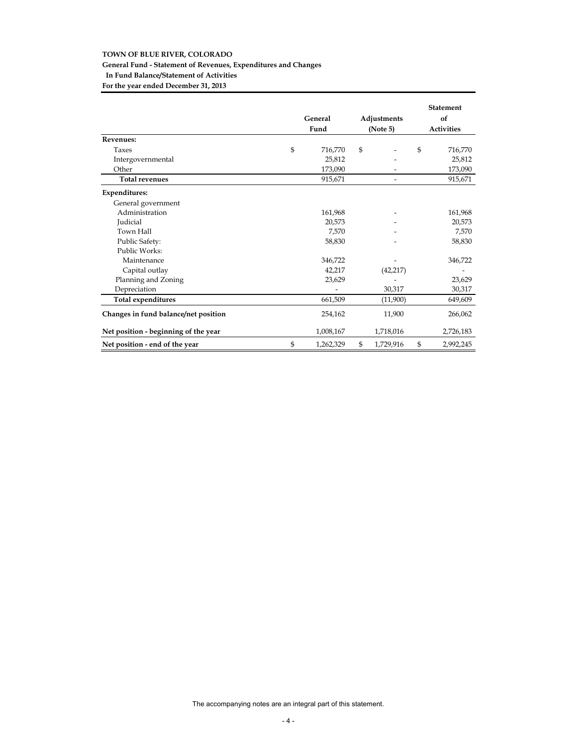**TOWN OF BLUE RIVER, COLORADO**
**General Fund - Statement of Revenues, Expenditures and Changes In Fund Balance/Statement of Activities**
**For the year ended December 31, 2013**

| | General Fund | Adjustments (Note 5) | Statement of Activities |
|---|---|---|---|
| **Revenues:** | | | |
| Taxes | $ 716,770 | $ - | $ 716,770 |
| Intergovernmental | 25,812 | - | 25,812 |
| Other | 173,090 | - | 173,090 |
| **Total revenues** | 915,671 | - | 915,671 |
| **Expenditures:** | | | |
| General government | | | |
| Administration | 161,968 | - | 161,968 |
| Judicial | 20,573 | - | 20,573 |
| Town Hall | 7,570 | - | 7,570 |
| Public Safety: | 58,830 | - | 58,830 |
| Public Works: | | | |
| Maintenance | 346,722 | - | 346,722 |
| Capital outlay | 42,217 | (42,217) | - |
| Planning and Zoning | 23,629 | - | 23,629 |
| Depreciation | - | 30,317 | 30,317 |
| **Total expenditures** | 661,509 | (11,900) | 649,609 |
| **Changes in fund balance/net position** | 254,162 | 11,900 | 266,062 |
| **Net position - beginning of the year** | 1,008,167 | 1,718,016 | 2,726,183 |
| **Net position - end of the year** | $ 1,262,329 | $ 1,729,916 | $ 2,992,245 |

The accompanying notes are an integral part of this statement.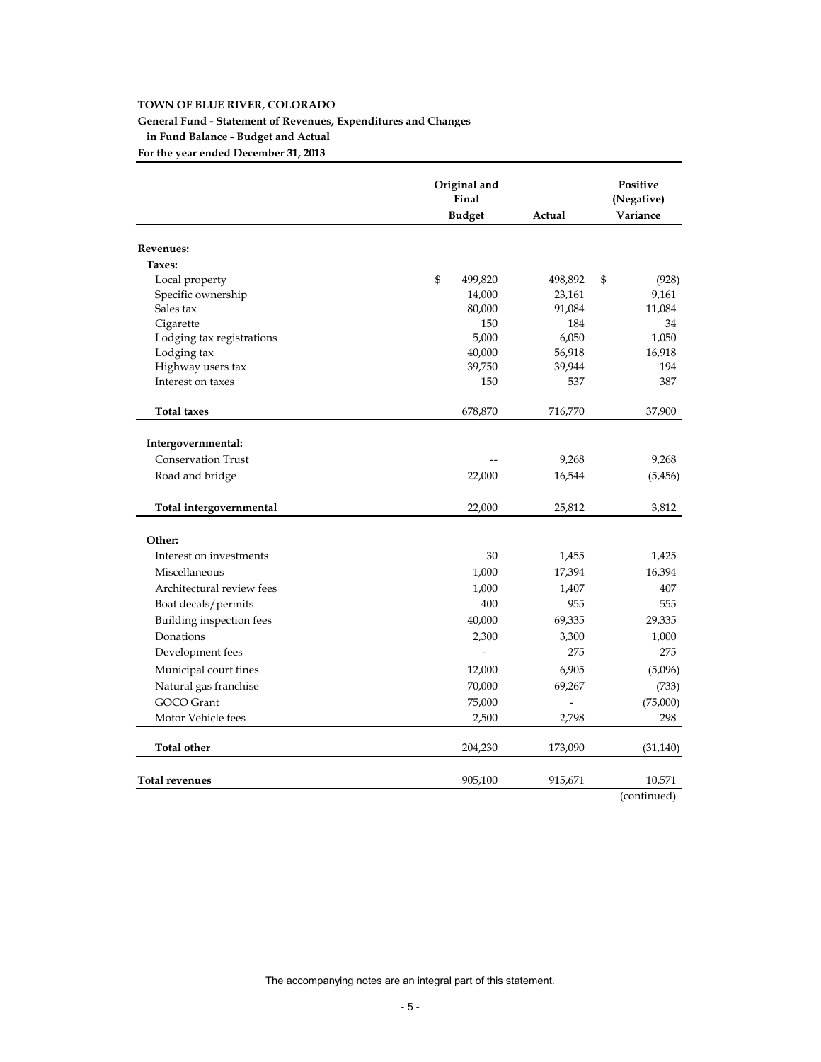**TOWN OF BLUE RIVER, COLORADO**
**General Fund - Statement of Revenues, Expenditures and Changes in Fund Balance - Budget and Actual**
**For the year ended December 31, 2013**

| | Original and Final Budget | Actual | Positive (Negative) Variance |
|---|---|---|---|
| **Revenues:** | | | |
| **Taxes:** | | | |
| Local property | $ 499,820 | 498,892 | $ (928) |
| Specific ownership | 14,000 | 23,161 | 9,161 |
| Sales tax | 80,000 | 91,084 | 11,084 |
| Cigarette | 150 | 184 | 34 |
| Lodging tax registrations | 5,000 | 6,050 | 1,050 |
| Lodging tax | 40,000 | 56,918 | 16,918 |
| Highway users tax | 39,750 | 39,944 | 194 |
| Interest on taxes | 150 | 537 | 387 |
| **Total taxes** | 678,870 | 716,770 | 37,900 |
| **Intergovernmental:** | | | |
| Conservation Trust | -- | 9,268 | 9,268 |
| Road and bridge | 22,000 | 16,544 | (5,456) |
| **Total intergovernmental** | 22,000 | 25,812 | 3,812 |
| **Other:** | | | |
| Interest on investments | 30 | 1,455 | 1,425 |
| Miscellaneous | 1,000 | 17,394 | 16,394 |
| Architectural review fees | 1,000 | 1,407 | 407 |
| Boat decals/permits | 400 | 955 | 555 |
| Building inspection fees | 40,000 | 69,335 | 29,335 |
| Donations | 2,300 | 3,300 | 1,000 |
| Development fees | - | 275 | 275 |
| Municipal court fines | 12,000 | 6,905 | (5,096) |
| Natural gas franchise | 70,000 | 69,267 | (733) |
| GOCO Grant | 75,000 | - | (75,000) |
| Motor Vehicle fees | 2,500 | 2,798 | 298 |
| **Total other** | 204,230 | 173,090 | (31,140) |
| **Total revenues** | 905,100 | 915,671 | 10,571 |

(continued)

The accompanying notes are an integral part of this statement.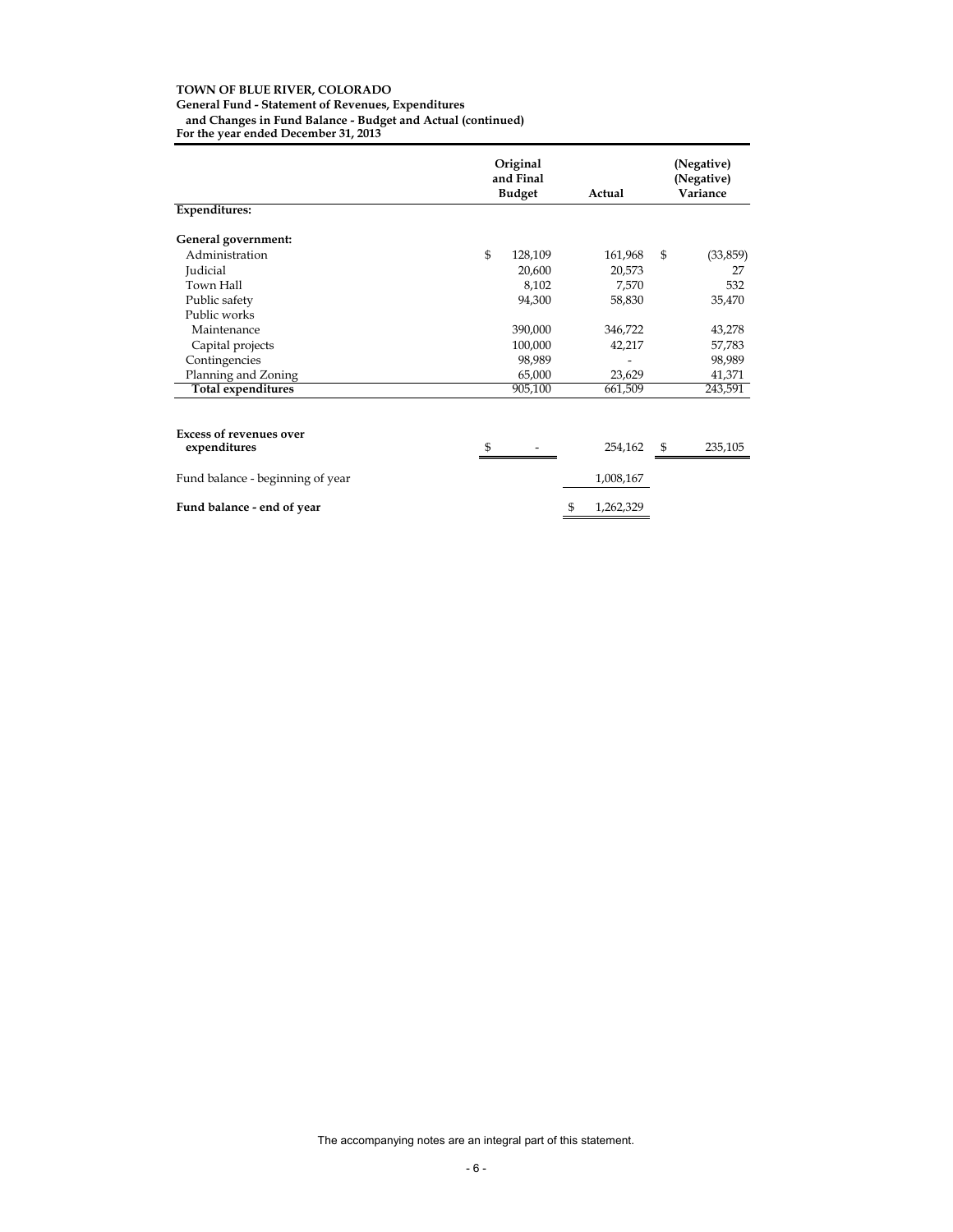**TOWN OF BLUE RIVER, COLORADO**
**General Fund - Statement of Revenues, Expenditures and Changes in Fund Balance - Budget and Actual (continued)**
**For the year ended December 31, 2013**

| | Original and Final Budget | Actual | (Negative) (Negative) Variance |
|---|---|---|---|
| **Expenditures:** | | | |
| **General government:** | | | |
| Administration | $ 128,109 | 161,968 | $ (33,859) |
| Judicial | 20,600 | 20,573 | 27 |
| Town Hall | 8,102 | 7,570 | 532 |
| Public safety | 94,300 | 58,830 | 35,470 |
| Public works | | | |
| Maintenance | 390,000 | 346,722 | 43,278 |
| Capital projects | 100,000 | 42,217 | 57,783 |
| Contingencies | 98,989 | - | 98,989 |
| Planning and Zoning | 65,000 | 23,629 | 41,371 |
| **Total expenditures** | 905,100 | 661,509 | 243,591 |
| | | | |
| **Excess of revenues over expenditures** | $ - | 254,162 | $ 235,105 |
| Fund balance - beginning of year | | 1,008,167 | |
| **Fund balance - end of year** | | $ 1,262,329 | |

The accompanying notes are an integral part of this statement.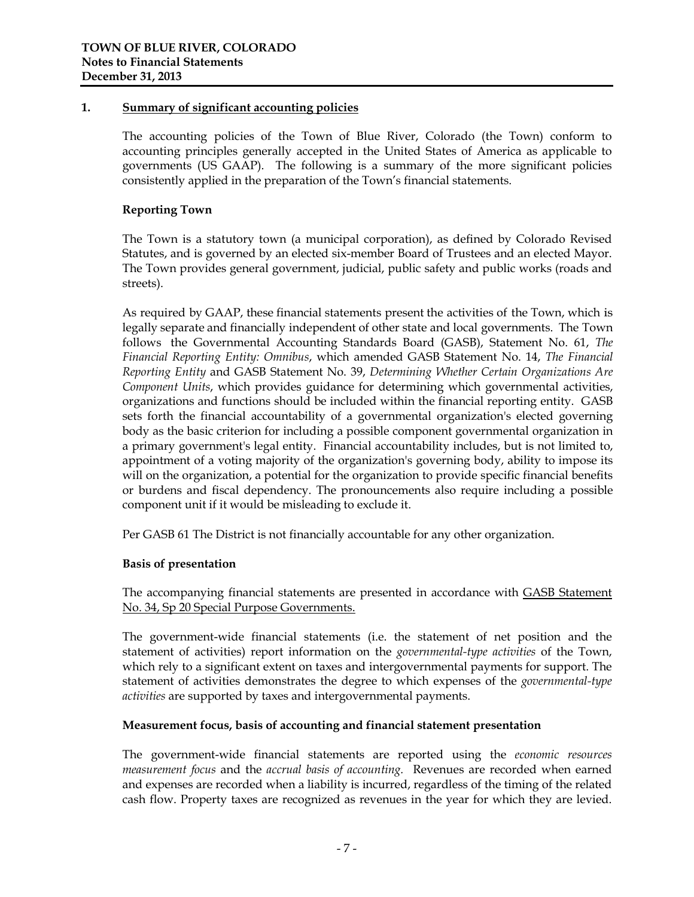# TOWN OF BLUE RIVER, COLORADO
**Notes to Financial Statements**
**December 31, 2013**

## 1. Summary of significant accounting policies

The accounting policies of the Town of Blue River, Colorado (the Town) conform to accounting principles generally accepted in the United States of America as applicable to governments (US GAAP). The following is a summary of the more significant policies consistently applied in the preparation of the Town's financial statements.

### Reporting Town

The Town is a statutory town (a municipal corporation), as defined by Colorado Revised Statutes, and is governed by an elected six-member Board of Trustees and an elected Mayor. The Town provides general government, judicial, public safety and public works (roads and streets).

As required by GAAP, these financial statements present the activities of the Town, which is legally separate and financially independent of other state and local governments. The Town follows the Governmental Accounting Standards Board (GASB), Statement No. 61, *The Financial Reporting Entity: Omnibus*, which amended GASB Statement No. 14, *The Financial Reporting Entity* and GASB Statement No. 39, *Determining Whether Certain Organizations Are Component Units*, which provides guidance for determining which governmental activities, organizations and functions should be included within the financial reporting entity. GASB sets forth the financial accountability of a governmental organization's elected governing body as the basic criterion for including a possible component governmental organization in a primary government's legal entity. Financial accountability includes, but is not limited to, appointment of a voting majority of the organization's governing body, ability to impose its will on the organization, a potential for the organization to provide specific financial benefits or burdens and fiscal dependency. The pronouncements also require including a possible component unit if it would be misleading to exclude it.

Per GASB 61 The District is not financially accountable for any other organization.

### Basis of presentation

The accompanying financial statements are presented in accordance with GASB Statement No. 34, Sp 20 Special Purpose Governments.

The government-wide financial statements (i.e. the statement of net position and the statement of activities) report information on the *governmental-type activities* of the Town, which rely to a significant extent on taxes and intergovernmental payments for support. The statement of activities demonstrates the degree to which expenses of the *governmental-type activities* are supported by taxes and intergovernmental payments.

### Measurement focus, basis of accounting and financial statement presentation

The government-wide financial statements are reported using the *economic resources measurement focus* and the *accrual basis of accounting.* Revenues are recorded when earned and expenses are recorded when a liability is incurred, regardless of the timing of the related cash flow. Property taxes are recognized as revenues in the year for which they are levied.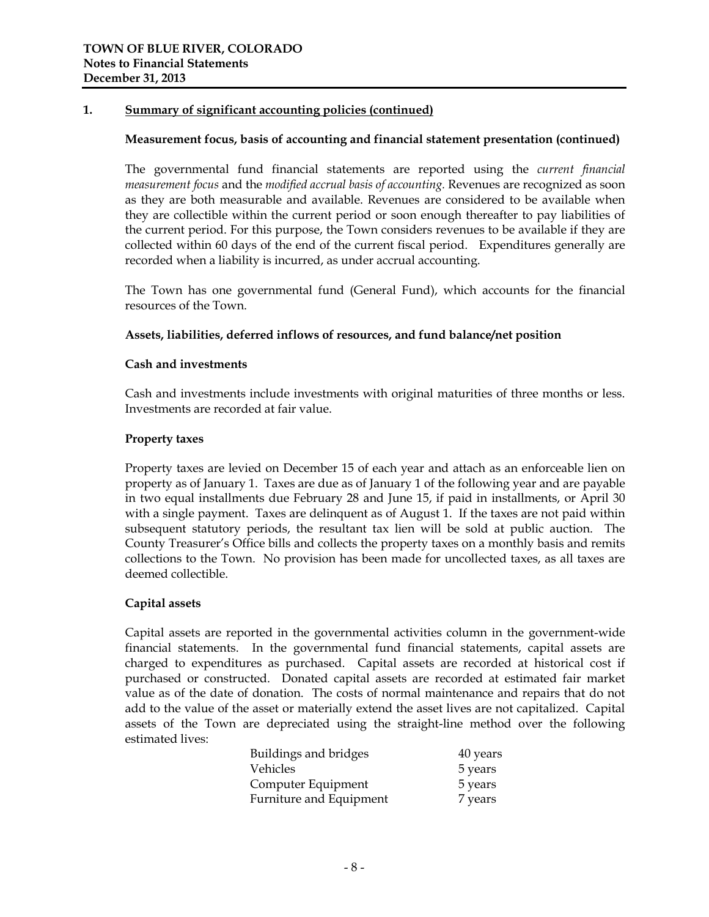## 1. Summary of significant accounting policies (continued)

### Measurement focus, basis of accounting and financial statement presentation (continued)

The governmental fund financial statements are reported using the *current financial measurement focus* and the *modified accrual basis of accounting*. Revenues are recognized as soon as they are both measurable and available. Revenues are considered to be available when they are collectible within the current period or soon enough thereafter to pay liabilities of the current period. For this purpose, the Town considers revenues to be available if they are collected within 60 days of the end of the current fiscal period. Expenditures generally are recorded when a liability is incurred, as under accrual accounting.

The Town has one governmental fund (General Fund), which accounts for the financial resources of the Town.

### Assets, liabilities, deferred inflows of resources, and fund balance/net position

#### Cash and investments

Cash and investments include investments with original maturities of three months or less. Investments are recorded at fair value.

#### Property taxes

Property taxes are levied on December 15 of each year and attach as an enforceable lien on property as of January 1. Taxes are due as of January 1 of the following year and are payable in two equal installments due February 28 and June 15, if paid in installments, or April 30 with a single payment. Taxes are delinquent as of August 1. If the taxes are not paid within subsequent statutory periods, the resultant tax lien will be sold at public auction. The County Treasurer's Office bills and collects the property taxes on a monthly basis and remits collections to the Town. No provision has been made for uncollected taxes, as all taxes are deemed collectible.

#### Capital assets

Capital assets are reported in the governmental activities column in the government-wide financial statements. In the governmental fund financial statements, capital assets are charged to expenditures as purchased. Capital assets are recorded at historical cost if purchased or constructed. Donated capital assets are recorded at estimated fair market value as of the date of donation. The costs of normal maintenance and repairs that do not add to the value of the asset or materially extend the asset lives are not capitalized. Capital assets of the Town are depreciated using the straight-line method over the following estimated lives:

| | |
|---|---|
| Buildings and bridges | 40 years |
| Vehicles | 5 years |
| Computer Equipment | 5 years |
| Furniture and Equipment | 7 years |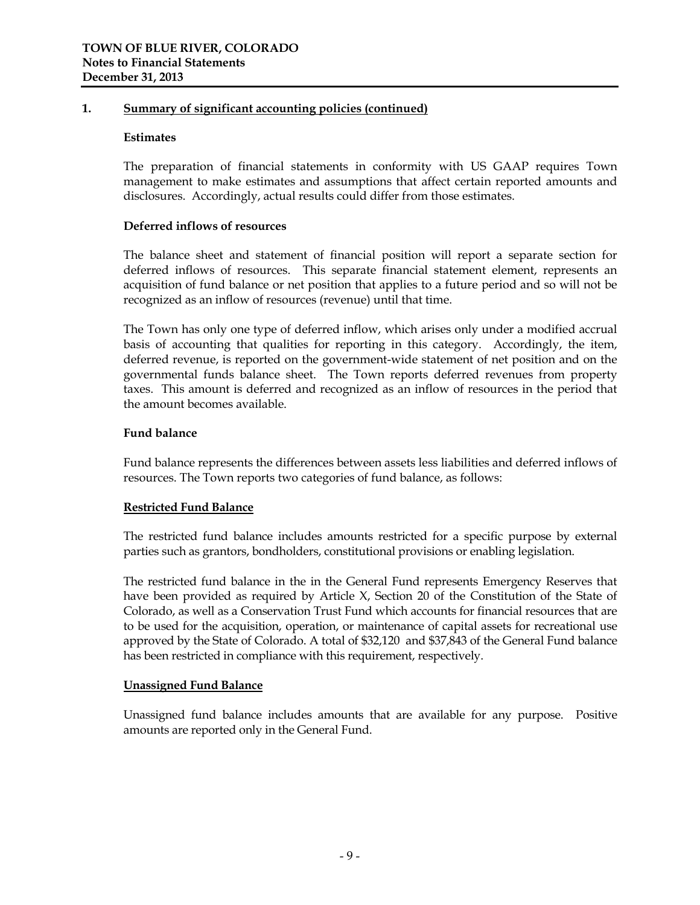**TOWN OF BLUE RIVER, COLORADO**
**Notes to Financial Statements**
**December 31, 2013**

**1. Summary of significant accounting policies (continued)**

**Estimates**

The preparation of financial statements in conformity with US GAAP requires Town management to make estimates and assumptions that affect certain reported amounts and disclosures. Accordingly, actual results could differ from those estimates.

**Deferred inflows of resources**

The balance sheet and statement of financial position will report a separate section for deferred inflows of resources. This separate financial statement element, represents an acquisition of fund balance or net position that applies to a future period and so will not be recognized as an inflow of resources (revenue) until that time.

The Town has only one type of deferred inflow, which arises only under a modified accrual basis of accounting that qualities for reporting in this category. Accordingly, the item, deferred revenue, is reported on the government-wide statement of net position and on the governmental funds balance sheet. The Town reports deferred revenues from property taxes. This amount is deferred and recognized as an inflow of resources in the period that the amount becomes available.

**Fund balance**

Fund balance represents the differences between assets less liabilities and deferred inflows of resources. The Town reports two categories of fund balance, as follows:

**Restricted Fund Balance**

The restricted fund balance includes amounts restricted for a specific purpose by external parties such as grantors, bondholders, constitutional provisions or enabling legislation.

The restricted fund balance in the in the General Fund represents Emergency Reserves that have been provided as required by Article X, Section 20 of the Constitution of the State of Colorado, as well as a Conservation Trust Fund which accounts for financial resources that are to be used for the acquisition, operation, or maintenance of capital assets for recreational use approved by the State of Colorado. A total of $32,120 and $37,843 of the General Fund balance has been restricted in compliance with this requirement, respectively.

**Unassigned Fund Balance**

Unassigned fund balance includes amounts that are available for any purpose. Positive amounts are reported only in the General Fund.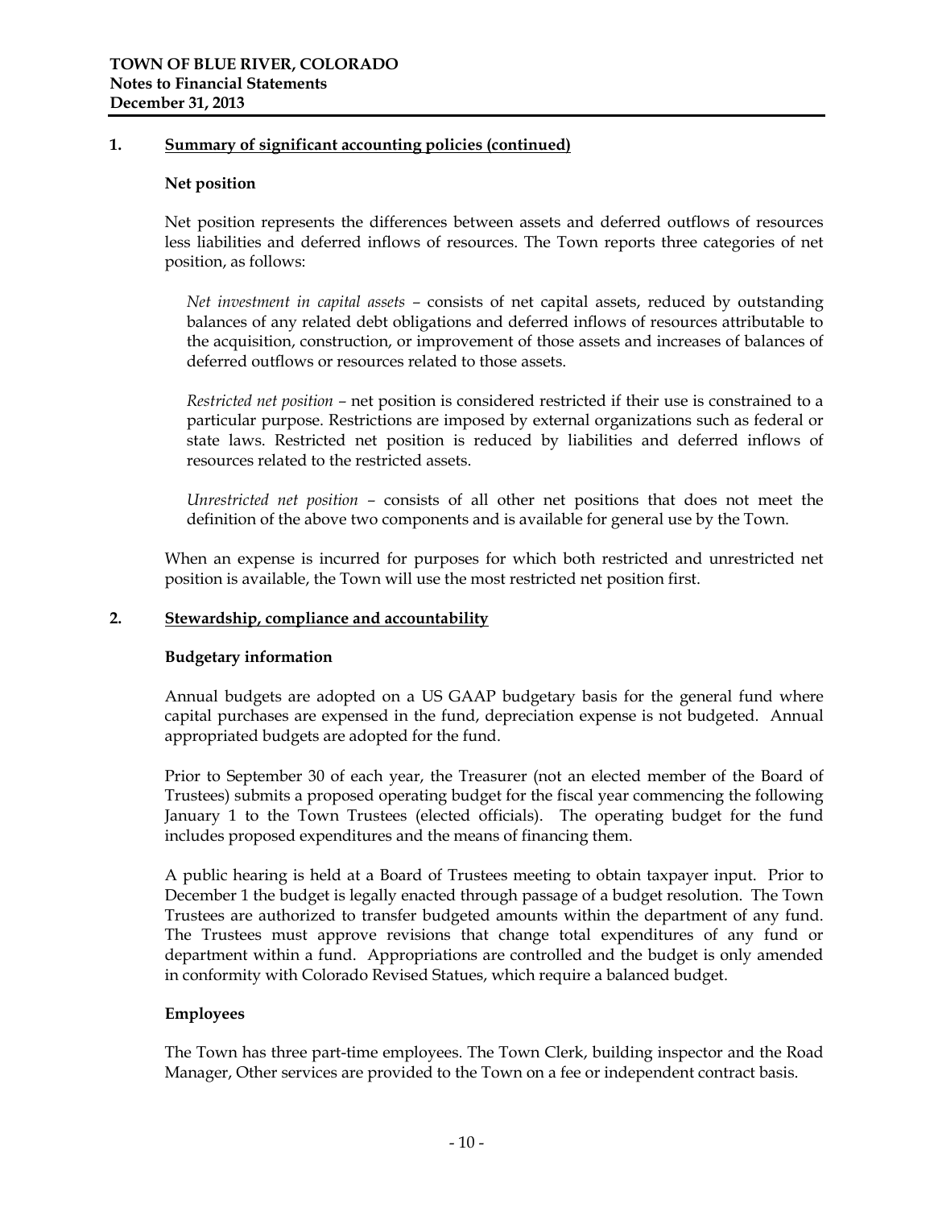## 1. Summary of significant accounting policies (continued)

### Net position

Net position represents the differences between assets and deferred outflows of resources less liabilities and deferred inflows of resources. The Town reports three categories of net position, as follows:

*Net investment in capital assets* – consists of net capital assets, reduced by outstanding balances of any related debt obligations and deferred inflows of resources attributable to the acquisition, construction, or improvement of those assets and increases of balances of deferred outflows or resources related to those assets.

*Restricted net position* – net position is considered restricted if their use is constrained to a particular purpose. Restrictions are imposed by external organizations such as federal or state laws. Restricted net position is reduced by liabilities and deferred inflows of resources related to the restricted assets.

*Unrestricted net position* – consists of all other net positions that does not meet the definition of the above two components and is available for general use by the Town.

When an expense is incurred for purposes for which both restricted and unrestricted net position is available, the Town will use the most restricted net position first.

## 2. Stewardship, compliance and accountability

### Budgetary information

Annual budgets are adopted on a US GAAP budgetary basis for the general fund where capital purchases are expensed in the fund, depreciation expense is not budgeted. Annual appropriated budgets are adopted for the fund.

Prior to September 30 of each year, the Treasurer (not an elected member of the Board of Trustees) submits a proposed operating budget for the fiscal year commencing the following January 1 to the Town Trustees (elected officials). The operating budget for the fund includes proposed expenditures and the means of financing them.

A public hearing is held at a Board of Trustees meeting to obtain taxpayer input. Prior to December 1 the budget is legally enacted through passage of a budget resolution. The Town Trustees are authorized to transfer budgeted amounts within the department of any fund. The Trustees must approve revisions that change total expenditures of any fund or department within a fund. Appropriations are controlled and the budget is only amended in conformity with Colorado Revised Statues, which require a balanced budget.

### Employees

The Town has three part-time employees. The Town Clerk, building inspector and the Road Manager, Other services are provided to the Town on a fee or independent contract basis.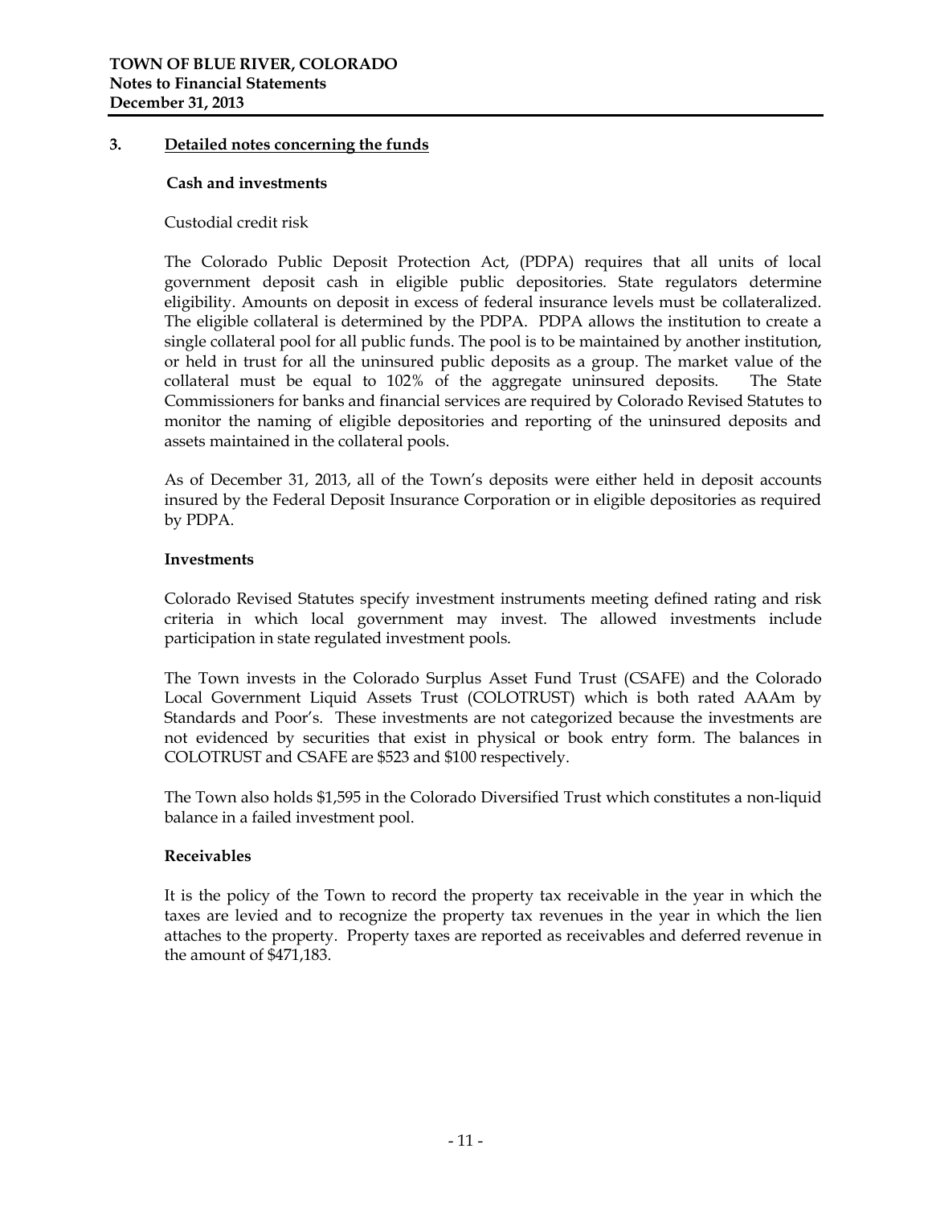## 3. Detailed notes concerning the funds

### Cash and investments

Custodial credit risk

The Colorado Public Deposit Protection Act, (PDPA) requires that all units of local government deposit cash in eligible public depositories. State regulators determine eligibility. Amounts on deposit in excess of federal insurance levels must be collateralized. The eligible collateral is determined by the PDPA. PDPA allows the institution to create a single collateral pool for all public funds. The pool is to be maintained by another institution, or held in trust for all the uninsured public deposits as a group. The market value of the collateral must be equal to 102% of the aggregate uninsured deposits. The State Commissioners for banks and financial services are required by Colorado Revised Statutes to monitor the naming of eligible depositories and reporting of the uninsured deposits and assets maintained in the collateral pools.

As of December 31, 2013, all of the Town's deposits were either held in deposit accounts insured by the Federal Deposit Insurance Corporation or in eligible depositories as required by PDPA.

### Investments

Colorado Revised Statutes specify investment instruments meeting defined rating and risk criteria in which local government may invest. The allowed investments include participation in state regulated investment pools.

The Town invests in the Colorado Surplus Asset Fund Trust (CSAFE) and the Colorado Local Government Liquid Assets Trust (COLOTRUST) which is both rated AAAm by Standards and Poor's. These investments are not categorized because the investments are not evidenced by securities that exist in physical or book entry form. The balances in COLOTRUST and CSAFE are $523 and $100 respectively.

The Town also holds $1,595 in the Colorado Diversified Trust which constitutes a non-liquid balance in a failed investment pool.

### Receivables

It is the policy of the Town to record the property tax receivable in the year in which the taxes are levied and to recognize the property tax revenues in the year in which the lien attaches to the property. Property taxes are reported as receivables and deferred revenue in the amount of $471,183.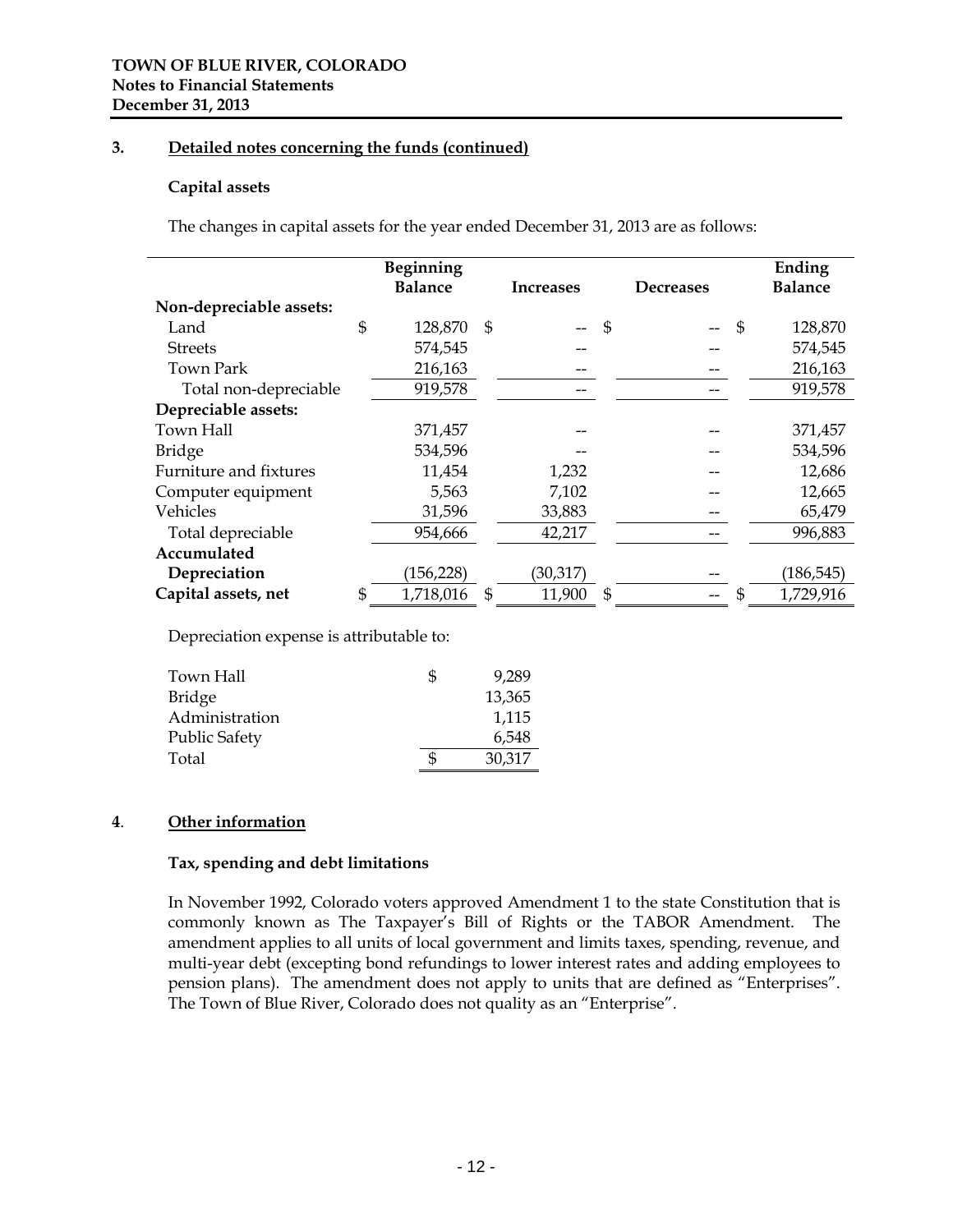### 3. Detailed notes concerning the funds (continued)

**Capital assets**

The changes in capital assets for the year ended December 31, 2013 are as follows:

| | Beginning Balance | Increases | Decreases | Ending Balance |
|---|---|---|---|---|
| **Non-depreciable assets:** | | | | |
| Land | $ 128,870 | $ -- | $ -- | $ 128,870 |
| Streets | 574,545 | -- | -- | 574,545 |
| Town Park | 216,163 | -- | -- | 216,163 |
| Total non-depreciable | 919,578 | -- | -- | 919,578 |
| **Depreciable assets:** | | | | |
| Town Hall | 371,457 | -- | -- | 371,457 |
| Bridge | 534,596 | -- | -- | 534,596 |
| Furniture and fixtures | 11,454 | 1,232 | -- | 12,686 |
| Computer equipment | 5,563 | 7,102 | -- | 12,665 |
| Vehicles | 31,596 | 33,883 | -- | 65,479 |
| Total depreciable | 954,666 | 42,217 | -- | 996,883 |
| **Accumulated Depreciation** | (156,228) | (30,317) | -- | (186,545) |
| **Capital assets, net** | $ 1,718,016 | $ 11,900 | $ -- | $ 1,729,916 |

Depreciation expense is attributable to:

| | |
|---|---|
| Town Hall | $ 9,289 |
| Bridge | 13,365 |
| Administration | 1,115 |
| Public Safety | 6,548 |
| Total | $ 30,317 |

### 4. Other information

**Tax, spending and debt limitations**

In November 1992, Colorado voters approved Amendment 1 to the state Constitution that is commonly known as The Taxpayer's Bill of Rights or the TABOR Amendment. The amendment applies to all units of local government and limits taxes, spending, revenue, and multi-year debt (excepting bond refundings to lower interest rates and adding employees to pension plans). The amendment does not apply to units that are defined as "Enterprises". The Town of Blue River, Colorado does not quality as an "Enterprise".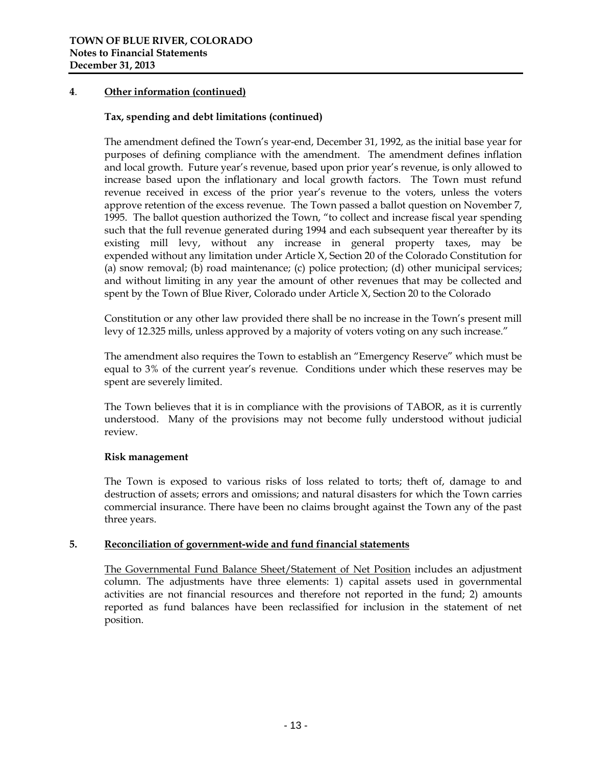## 4. Other information (continued)

### Tax, spending and debt limitations (continued)

The amendment defined the Town's year-end, December 31, 1992, as the initial base year for purposes of defining compliance with the amendment. The amendment defines inflation and local growth. Future year's revenue, based upon prior year's revenue, is only allowed to increase based upon the inflationary and local growth factors. The Town must refund revenue received in excess of the prior year's revenue to the voters, unless the voters approve retention of the excess revenue. The Town passed a ballot question on November 7, 1995. The ballot question authorized the Town, "to collect and increase fiscal year spending such that the full revenue generated during 1994 and each subsequent year thereafter by its existing mill levy, without any increase in general property taxes, may be expended without any limitation under Article X, Section 20 of the Colorado Constitution for (a) snow removal; (b) road maintenance; (c) police protection; (d) other municipal services; and without limiting in any year the amount of other revenues that may be collected and spent by the Town of Blue River, Colorado under Article X, Section 20 to the Colorado

Constitution or any other law provided there shall be no increase in the Town's present mill levy of 12.325 mills, unless approved by a majority of voters voting on any such increase."

The amendment also requires the Town to establish an "Emergency Reserve" which must be equal to 3% of the current year's revenue. Conditions under which these reserves may be spent are severely limited.

The Town believes that it is in compliance with the provisions of TABOR, as it is currently understood. Many of the provisions may not become fully understood without judicial review.

### Risk management

The Town is exposed to various risks of loss related to torts; theft of, damage to and destruction of assets; errors and omissions; and natural disasters for which the Town carries commercial insurance. There have been no claims brought against the Town any of the past three years.

## 5. Reconciliation of government-wide and fund financial statements

The Governmental Fund Balance Sheet/Statement of Net Position includes an adjustment column. The adjustments have three elements: 1) capital assets used in governmental activities are not financial resources and therefore not reported in the fund; 2) amounts reported as fund balances have been reclassified for inclusion in the statement of net position.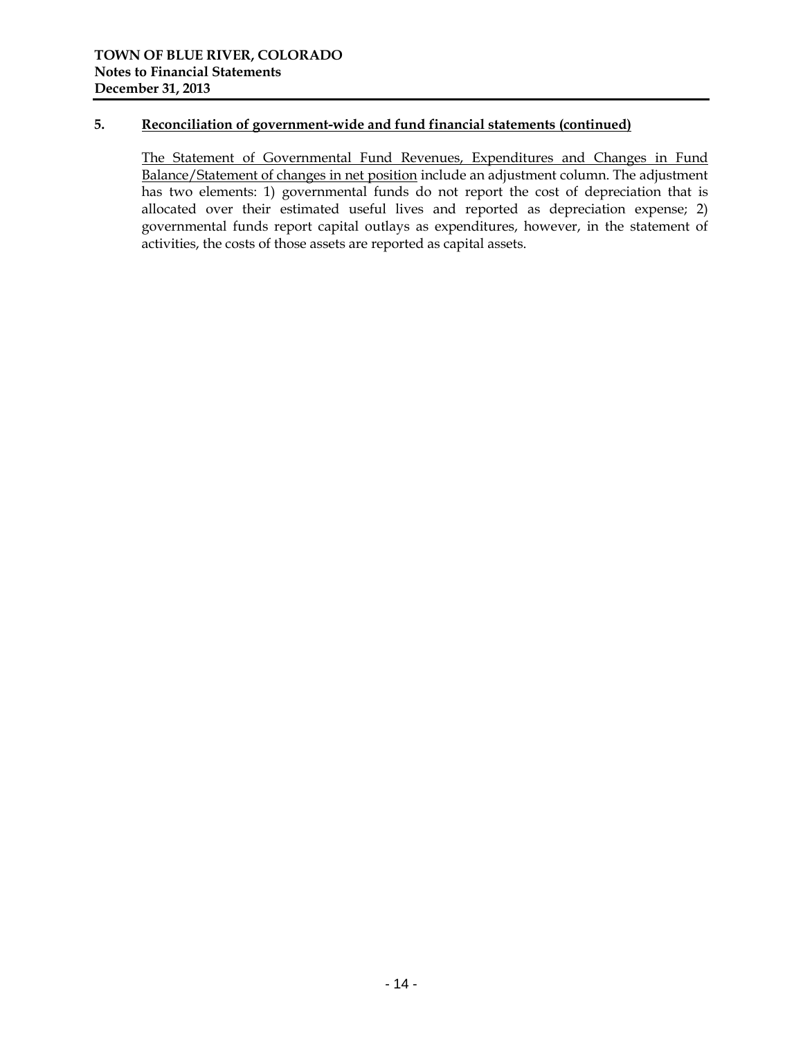## 5. Reconciliation of government-wide and fund financial statements (continued)

The Statement of Governmental Fund Revenues, Expenditures and Changes in Fund Balance/Statement of changes in net position include an adjustment column. The adjustment has two elements: 1) governmental funds do not report the cost of depreciation that is allocated over their estimated useful lives and reported as depreciation expense; 2) governmental funds report capital outlays as expenditures, however, in the statement of activities, the costs of those assets are reported as capital assets.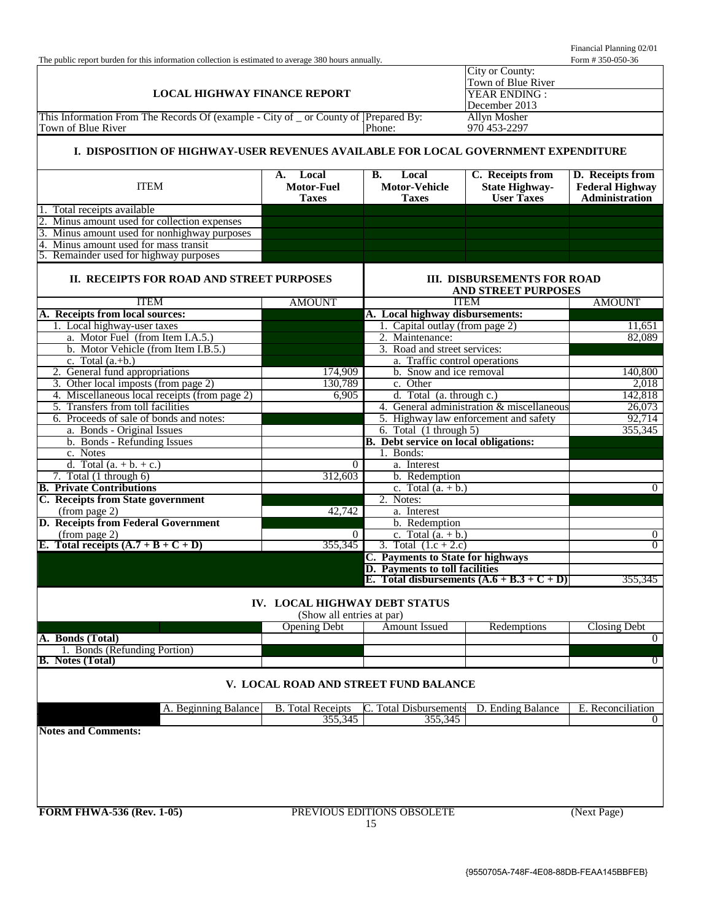Financial Planning 02/01

The public report burden for this information collection is estimated to average 380 hours annually. Form # 350-050-36

| LOCAL HIGHWAY FINANCE REPORT | | City or County: Town of Blue River |
|---|---|---|
| | | YEAR ENDING : December 2013 |
| This Information From The Records Of (example - City of _ or County of Town of Blue River | Prepared By: Phone: | Allyn Mosher 970 453-2297 |

## I. DISPOSITION OF HIGHWAY-USER REVENUES AVAILABLE FOR LOCAL GOVERNMENT EXPENDITURE

| ITEM | A. Local Motor-Fuel Taxes | B. Local Motor-Vehicle Taxes | C. Receipts from State Highway-User Taxes | D. Receipts from Federal Highway Administration |
|---|---|---|---|---|
| 1. Total receipts available | | | | |
| 2. Minus amount used for collection expenses | | | | |
| 3. Minus amount used for nonhighway purposes | | | | |
| 4. Minus amount used for mass transit | | | | |
| 5. Remainder used for highway purposes | | | | |

## II. RECEIPTS FOR ROAD AND STREET PURPOSES

| ITEM | AMOUNT |
|---|---|
| **A. Receipts from local sources:** | |
| 1. Local highway-user taxes | |
| a. Motor Fuel (from Item I.A.5.) | |
| b. Motor Vehicle (from Item I.B.5.) | |
| c. Total (a.+b.) | |
| 2. General fund appropriations | 174,909 |
| 3. Other local imposts (from page 2) | 130,789 |
| 4. Miscellaneous local receipts (from page 2) | 6,905 |
| 5. Transfers from toll facilities | |
| 6. Proceeds of sale of bonds and notes: | |
| a. Bonds - Original Issues | |
| b. Bonds - Refunding Issues | |
| c. Notes | |
| d. Total (a. + b. + c.) | 0 |
| 7. Total (1 through 6) | 312,603 |
| **B. Private Contributions** | |
| **C. Receipts from State government** (from page 2) | 42,742 |
| **D. Receipts from Federal Government** (from page 2) | 0 |
| **E. Total receipts (A.7 + B + C + D)** | 355,345 |

## III. DISBURSEMENTS FOR ROAD AND STREET PURPOSES

| ITEM | AMOUNT |
|---|---|
| **A. Local highway disbursements:** | |
| 1. Capital outlay (from page 2) | 11,651 |
| 2. Maintenance: | 82,089 |
| 3. Road and street services: | |
| a. Traffic control operations | |
| b. Snow and ice removal | 140,800 |
| c. Other | 2,018 |
| d. Total (a. through c.) | 142,818 |
| 4. General administration & miscellaneous | 26,073 |
| 5. Highway law enforcement and safety | 92,714 |
| 6. Total (1 through 5) | 355,345 |
| **B. Debt service on local obligations:** | |
| 1. Bonds: | |
| a. Interest | |
| b. Redemption | |
| c. Total (a. + b.) | 0 |
| 2. Notes: | |
| a. Interest | |
| b. Redemption | |
| c. Total (a. + b.) | 0 |
| 3. Total (1.c + 2.c) | 0 |
| **C. Payments to State for highways** | |
| **D. Payments to toll facilities** | |
| **E. Total disbursements (A.6 + B.3 + C + D)** | 355,345 |

## IV. LOCAL HIGHWAY DEBT STATUS

(Show all entries at par)

| | Opening Debt | Amount Issued | Redemptions | Closing Debt |
|---|---|---|---|---|
| **A. Bonds (Total)** | | | | 0 |
| 1. Bonds (Refunding Portion) | | | | |
| **B. Notes (Total)** | | | | 0 |

## V. LOCAL ROAD AND STREET FUND BALANCE

| A. Beginning Balance | B. Total Receipts | C. Total Disbursements | D. Ending Balance | E. Reconciliation |
|---|---|---|---|---|
| | 355,345 | 355,345 | | 0 |

**Notes and Comments:**

**FORM FHWA-536 (Rev. 1-05)** PREVIOUS EDITIONS OBSOLETE (Next Page)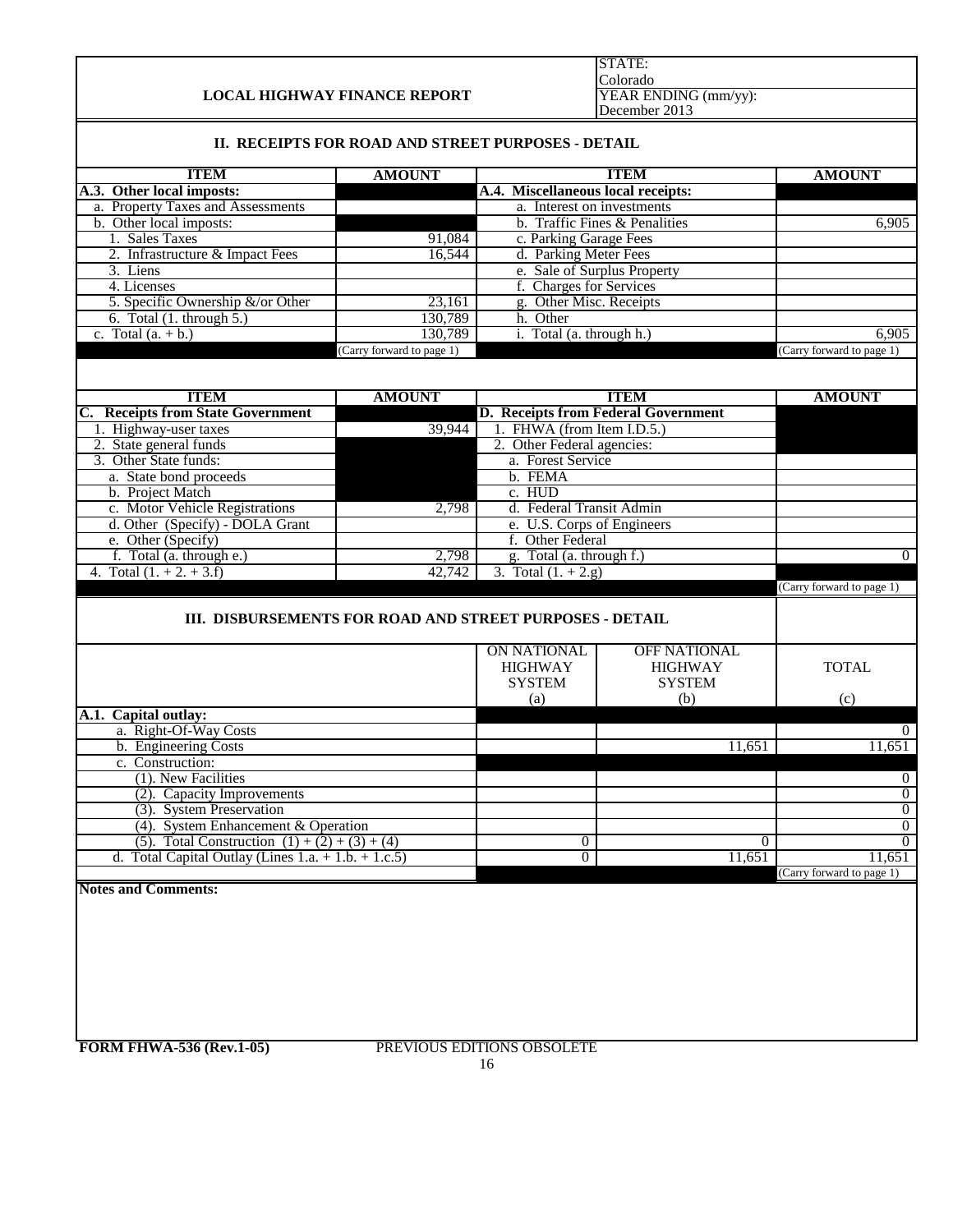| LOCAL HIGHWAY FINANCE REPORT | STATE: Colorado |
|---|---|
| | YEAR ENDING (mm/yy): December 2013 |

## II. RECEIPTS FOR ROAD AND STREET PURPOSES - DETAIL

| ITEM | AMOUNT | ITEM | AMOUNT |
|---|---|---|---|
| **A.3. Other local imposts:** | | **A.4. Miscellaneous local receipts:** | |
| a. Property Taxes and Assessments | | a. Interest on investments | |
| b. Other local imposts: | | b. Traffic Fines & Penalities | 6,905 |
| 1. Sales Taxes | 91,084 | c. Parking Garage Fees | |
| 2. Infrastructure & Impact Fees | 16,544 | d. Parking Meter Fees | |
| 3. Liens | | e. Sale of Surplus Property | |
| 4. Licenses | | f. Charges for Services | |
| 5. Specific Ownership &/or Other | 23,161 | g. Other Misc. Receipts | |
| 6. Total (1. through 5.) | 130,789 | h. Other | |
| c. Total (a. + b.) | 130,789 | i. Total (a. through h.) | 6,905 |
| | (Carry forward to page 1) | | (Carry forward to page 1) |

| ITEM | AMOUNT | ITEM | AMOUNT |
|---|---|---|---|
| **C. Receipts from State Government** | | **D. Receipts from Federal Government** | |
| 1. Highway-user taxes | 39,944 | 1. FHWA (from Item I.D.5.) | |
| 2. State general funds | | 2. Other Federal agencies: | |
| 3. Other State funds: | | a. Forest Service | |
| a. State bond proceeds | | b. FEMA | |
| b. Project Match | | c. HUD | |
| c. Motor Vehicle Registrations | 2,798 | d. Federal Transit Admin | |
| d. Other (Specify) - DOLA Grant | | e. U.S. Corps of Engineers | |
| e. Other (Specify) | | f. Other Federal | |
| f. Total (a. through e.) | 2,798 | g. Total (a. through f.) | 0 |
| 4. Total (1. + 2. + 3.f) | 42,742 | 3. Total (1. + 2.g) | |
| | | | (Carry forward to page 1) |

## III. DISBURSEMENTS FOR ROAD AND STREET PURPOSES - DETAIL

| | ON NATIONAL HIGHWAY SYSTEM (a) | OFF NATIONAL HIGHWAY SYSTEM (b) | TOTAL (c) |
|---|---|---|---|
| **A.1. Capital outlay:** | | | |
| a. Right-Of-Way Costs | | | 0 |
| b. Engineering Costs | | 11,651 | 11,651 |
| c. Construction: | | | |
| (1). New Facilities | | | 0 |
| (2). Capacity Improvements | | | 0 |
| (3). System Preservation | | | 0 |
| (4). System Enhancement & Operation | | | 0 |
| (5). Total Construction (1) + (2) + (3) + (4) | 0 | 0 | 0 |
| d. Total Capital Outlay (Lines 1.a. + 1.b. + 1.c.5) | 0 | 11,651 | 11,651 |
| | | | (Carry forward to page 1) |

**Notes and Comments:**

**FORM FHWA-536 (Rev.1-05)** PREVIOUS EDITIONS OBSOLETE